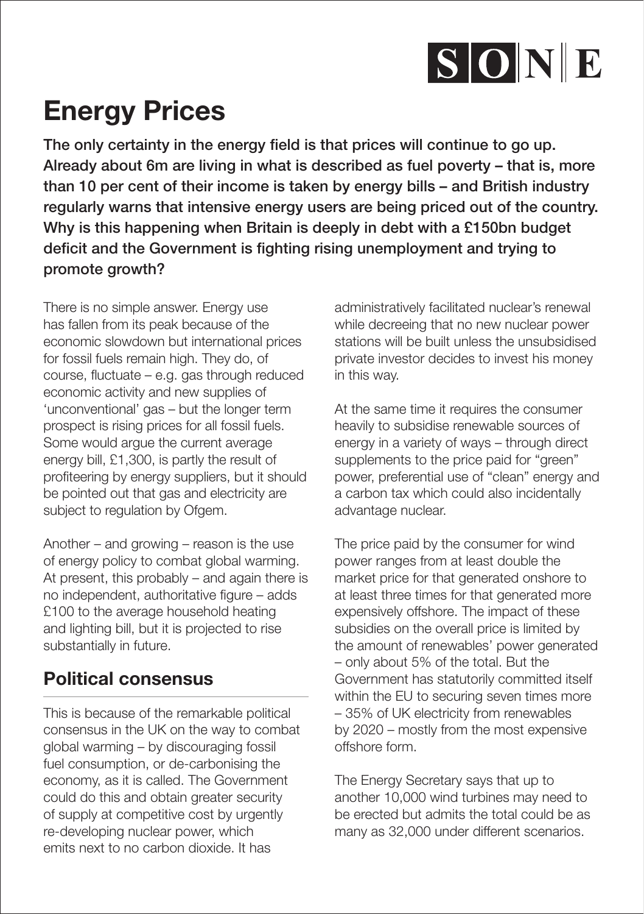# Energy Prices

**The only certainty in the energy field is that prices will continue to go up. Already about 6m are living in what is described as fuel poverty – that is, more than 10 per cent of their income is taken by energy bills – and British industry regularly warns that intensive energy users are being priced out of the country. Why is this happening when Britain is deeply in debt with a £150bn budget deficit and the Government is fighting rising unemployment and trying to promote growth?**

There is no simple answer. Energy use has fallen from its peak because of the economic slowdown but international prices for fossil fuels remain high. They do, of course, fluctuate – e.g. gas through reduced economic activity and new supplies of 'unconventional' gas – but the longer term prospect is rising prices for all fossil fuels. Some would argue the current average energy bill, £1,300, is partly the result of profiteering by energy suppliers, but it should be pointed out that gas and electricity are subject to regulation by Ofgem.

Another – and growing – reason is the use of energy policy to combat global warming. At present, this probably – and again there is no independent, authoritative figure – adds £100 to the average household heating and lighting bill, but it is projected to rise substantially in future.

## Political consensus

This is because of the remarkable political consensus in the UK on the way to combat global warming – by discouraging fossil fuel consumption, or de-carbonising the economy, as it is called. The Government could do this and obtain greater security of supply at competitive cost by urgently re-developing nuclear power, which emits next to no carbon dioxide. It has administratively facilitated nuclear's renewal while decreeing that no new nuclear power stations will be built unless the unsubsidised private investor decides to invest his money in this way.

At the same time it requires the consumer heavily to subsidise renewable sources of energy in a variety of ways – through direct supplements to the price paid for "green" power, preferential use of "clean" energy and a carbon tax which could also incidentally advantage nuclear.

The price paid by the consumer for wind power ranges from at least double the market price for that generated onshore to at least three times for that generated more expensively offshore. The impact of these subsidies on the overall price is limited by the amount of renewables' power generated – only about 5% of the total. But the Government has statutorily committed itself within the EU to securing seven times more – 35% of UK electricity from renewables by 2020 – mostly from the most expensive offshore form.

The Energy Secretary says that up to another 10,000 wind turbines may need to be erected but admits the total could be as many as 32,000 under different scenarios.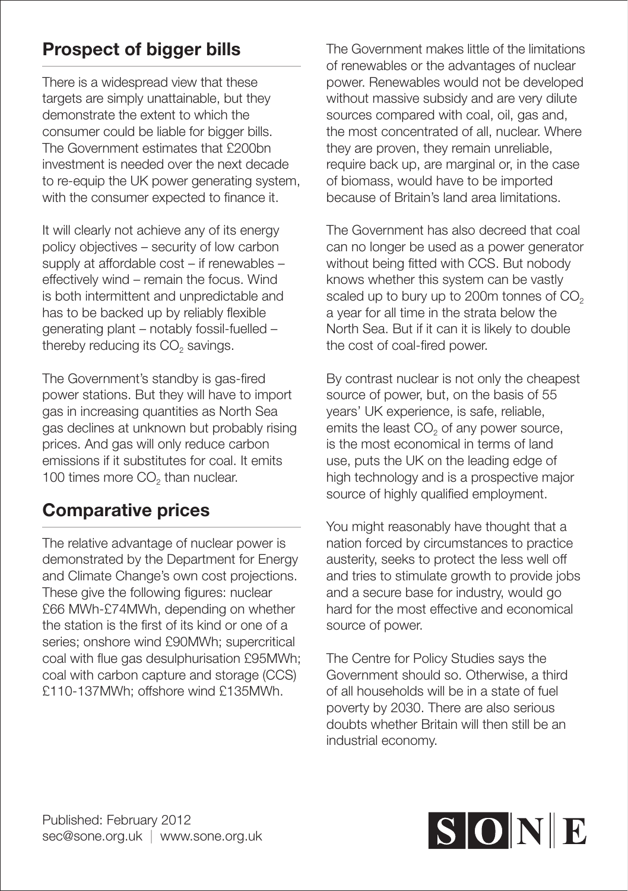## Prospect of bigger bills

There is a widespread view that these targets are simply unattainable, but they demonstrate the extent to which the consumer could be liable for bigger bills. The Government estimates that £200bn investment is needed over the next decade to re-equip the UK power generating system, with the consumer expected to finance it.

It will clearly not achieve any of its energy policy objectives – security of low carbon supply at affordable cost – if renewables – effectively wind – remain the focus. Wind is both intermittent and unpredictable and has to be backed up by reliably flexible generating plant – notably fossil-fuelled – thereby reducing its $CO_2$ savings.

The Government's standby is gas-fired power stations. But they will have to import gas in increasing quantities as North Sea gas declines at unknown but probably rising prices. And gas will only reduce carbon emissions if it substitutes for coal. It emits 100 times more $CO_2$ than nuclear.

## Comparative prices

The relative advantage of nuclear power is demonstrated by the Department for Energy and Climate Change's own cost projections. These give the following figures: nuclear £66 MWh-£74MWh, depending on whether the station is the first of its kind or one of a series; onshore wind £90MWh; supercritical coal with flue gas desulphurisation £95MWh; coal with carbon capture and storage (CCS) £110-137MWh; offshore wind £135MWh.

The Government makes little of the limitations of renewables or the advantages of nuclear power. Renewables would not be developed without massive subsidy and are very dilute sources compared with coal, oil, gas and, the most concentrated of all, nuclear. Where they are proven, they remain unreliable, require back up, are marginal or, in the case of biomass, would have to be imported because of Britain's land area limitations.

The Government has also decreed that coal can no longer be used as a power generator without being fitted with CCS. But nobody knows whether this system can be vastly scaled up to bury up to 200m tonnes of $CO_2$ a year for all time in the strata below the North Sea. But if it can it is likely to double the cost of coal-fired power.

By contrast nuclear is not only the cheapest source of power, but, on the basis of 55 years' UK experience, is safe, reliable, emits the least $CO_2$ of any power source, is the most economical in terms of land use, puts the UK on the leading edge of high technology and is a prospective major source of highly qualified employment.

You might reasonably have thought that a nation forced by circumstances to practice austerity, seeks to protect the less well off and tries to stimulate growth to provide jobs and a secure base for industry, would go hard for the most effective and economical source of power.

The Centre for Policy Studies says the Government should so. Otherwise, a third of all households will be in a state of fuel poverty by 2030. There are also serious doubts whether Britain will then still be an industrial economy.

Published: February 2012
sec@sone.org.uk | www.sone.org.uk

SONE